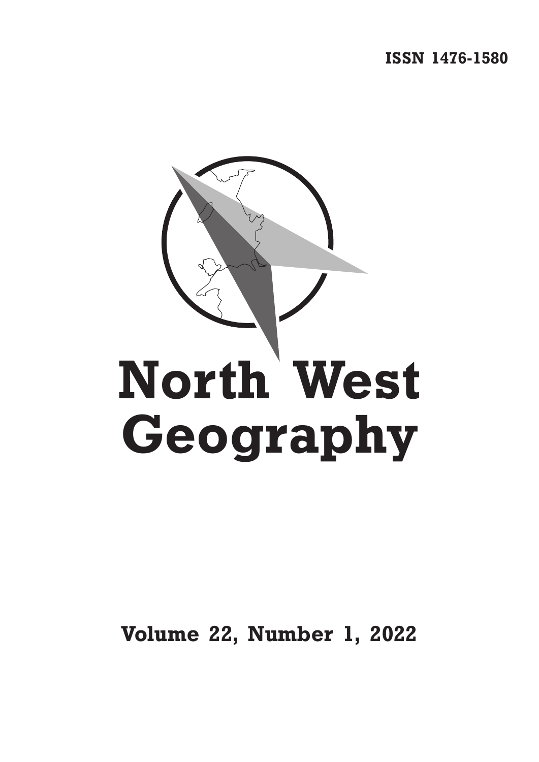ISSN 1476-1580

# North West Geography

**Volume 22, Number 1, 2022**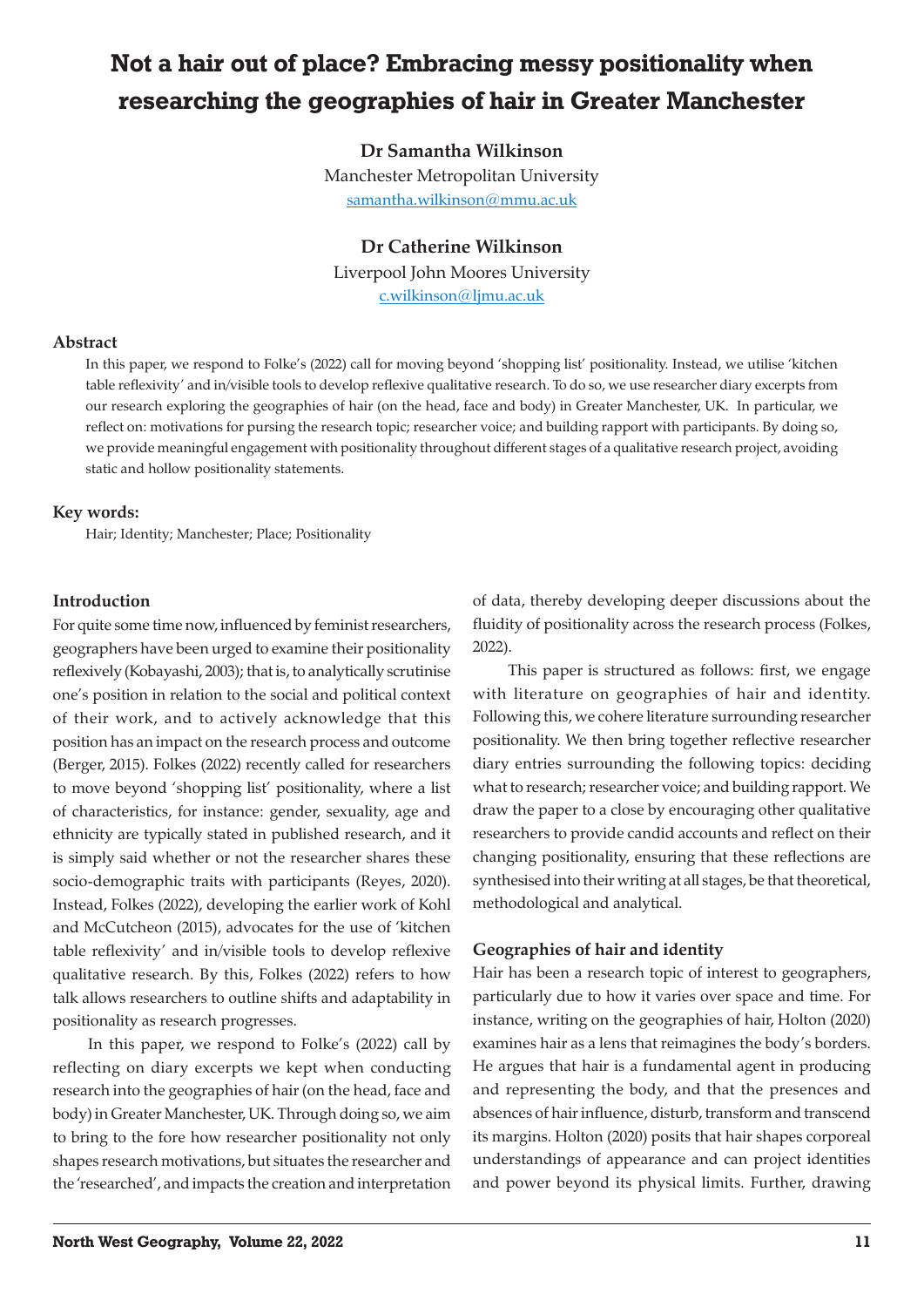# Not a hair out of place? Embracing messy positionality when researching the geographies of hair in Greater Manchester

**Dr Samantha Wilkinson**

Manchester Metropolitan University

samantha.wilkinson@mmu.ac.uk

**Dr Catherine Wilkinson**

Liverpool John Moores University

c.wilkinson@ljmu.ac.uk

## Abstract

In this paper, we respond to Folke's (2022) call for moving beyond 'shopping list' positionality. Instead, we utilise 'kitchen table reflexivity' and in/visible tools to develop reflexive qualitative research. To do so, we use researcher diary excerpts from our research exploring the geographies of hair (on the head, face and body) in Greater Manchester, UK. In particular, we reflect on: motivations for pursing the research topic; researcher voice; and building rapport with participants. By doing so, we provide meaningful engagement with positionality throughout different stages of a qualitative research project, avoiding static and hollow positionality statements.

## Key words:

Hair; Identity; Manchester; Place; Positionality

## Introduction

For quite some time now, influenced by feminist researchers, geographers have been urged to examine their positionality reflexively (Kobayashi, 2003); that is, to analytically scrutinise one's position in relation to the social and political context of their work, and to actively acknowledge that this position has an impact on the research process and outcome (Berger, 2015). Folkes (2022) recently called for researchers to move beyond 'shopping list' positionality, where a list of characteristics, for instance: gender, sexuality, age and ethnicity are typically stated in published research, and it is simply said whether or not the researcher shares these socio-demographic traits with participants (Reyes, 2020). Instead, Folkes (2022), developing the earlier work of Kohl and McCutcheon (2015), advocates for the use of 'kitchen table reflexivity' and in/visible tools to develop reflexive qualitative research. By this, Folkes (2022) refers to how talk allows researchers to outline shifts and adaptability in positionality as research progresses.

In this paper, we respond to Folke's (2022) call by reflecting on diary excerpts we kept when conducting research into the geographies of hair (on the head, face and body) in Greater Manchester, UK. Through doing so, we aim to bring to the fore how researcher positionality not only shapes research motivations, but situates the researcher and the 'researched', and impacts the creation and interpretation of data, thereby developing deeper discussions about the fluidity of positionality across the research process (Folkes, 2022).

This paper is structured as follows: first, we engage with literature on geographies of hair and identity. Following this, we cohere literature surrounding researcher positionality. We then bring together reflective researcher diary entries surrounding the following topics: deciding what to research; researcher voice; and building rapport. We draw the paper to a close by encouraging other qualitative researchers to provide candid accounts and reflect on their changing positionality, ensuring that these reflections are synthesised into their writing at all stages, be that theoretical, methodological and analytical.

## Geographies of hair and identity

Hair has been a research topic of interest to geographers, particularly due to how it varies over space and time. For instance, writing on the geographies of hair, Holton (2020) examines hair as a lens that reimagines the body's borders. He argues that hair is a fundamental agent in producing and representing the body, and that the presences and absences of hair influence, disturb, transform and transcend its margins. Holton (2020) posits that hair shapes corporeal understandings of appearance and can project identities and power beyond its physical limits. Further, drawing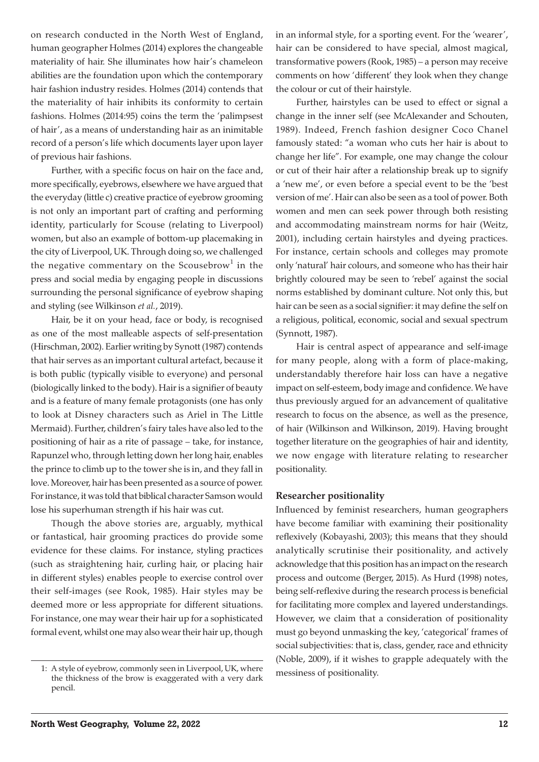on research conducted in the North West of England, human geographer Holmes (2014) explores the changeable materiality of hair. She illuminates how hair's chameleon abilities are the foundation upon which the contemporary hair fashion industry resides. Holmes (2014) contends that the materiality of hair inhibits its conformity to certain fashions. Holmes (2014:95) coins the term the 'palimpsest of hair', as a means of understanding hair as an inimitable record of a person's life which documents layer upon layer of previous hair fashions.

Further, with a specific focus on hair on the face and, more specifically, eyebrows, elsewhere we have argued that the everyday (little c) creative practice of eyebrow grooming is not only an important part of crafting and performing identity, particularly for Scouse (relating to Liverpool) women, but also an example of bottom-up placemaking in the city of Liverpool, UK. Through doing so, we challenged the negative commentary on the Scousebrow[1] in the press and social media by engaging people in discussions surrounding the personal significance of eyebrow shaping and styling (see Wilkinson *et al.*, 2019).

Hair, be it on your head, face or body, is recognised as one of the most malleable aspects of self-presentation (Hirschman, 2002). Earlier writing by Synott (1987) contends that hair serves as an important cultural artefact, because it is both public (typically visible to everyone) and personal (biologically linked to the body). Hair is a signifier of beauty and is a feature of many female protagonists (one has only to look at Disney characters such as Ariel in The Little Mermaid). Further, children's fairy tales have also led to the positioning of hair as a rite of passage – take, for instance, Rapunzel who, through letting down her long hair, enables the prince to climb up to the tower she is in, and they fall in love. Moreover, hair has been presented as a source of power. For instance, it was told that biblical character Samson would lose his superhuman strength if his hair was cut.

Though the above stories are, arguably, mythical or fantastical, hair grooming practices do provide some evidence for these claims. For instance, styling practices (such as straightening hair, curling hair, or placing hair in different styles) enables people to exercise control over their self-images (see Rook, 1985). Hair styles may be deemed more or less appropriate for different situations. For instance, one may wear their hair up for a sophisticated formal event, whilst one may also wear their hair up, though in an informal style, for a sporting event. For the 'wearer', hair can be considered to have special, almost magical, transformative powers (Rook, 1985) – a person may receive comments on how 'different' they look when they change the colour or cut of their hairstyle.

Further, hairstyles can be used to effect or signal a change in the inner self (see McAlexander and Schouten, 1989). Indeed, French fashion designer Coco Chanel famously stated: "a woman who cuts her hair is about to change her life". For example, one may change the colour or cut of their hair after a relationship break up to signify a 'new me', or even before a special event to be the 'best version of me'. Hair can also be seen as a tool of power. Both women and men can seek power through both resisting and accommodating mainstream norms for hair (Weitz, 2001), including certain hairstyles and dyeing practices. For instance, certain schools and colleges may promote only 'natural' hair colours, and someone who has their hair brightly coloured may be seen to 'rebel' against the social norms established by dominant culture. Not only this, but hair can be seen as a social signifier: it may define the self on a religious, political, economic, social and sexual spectrum (Synnott, 1987).

Hair is central aspect of appearance and self-image for many people, along with a form of place-making, understandably therefore hair loss can have a negative impact on self-esteem, body image and confidence. We have thus previously argued for an advancement of qualitative research to focus on the absence, as well as the presence, of hair (Wilkinson and Wilkinson, 2019). Having brought together literature on the geographies of hair and identity, we now engage with literature relating to researcher positionality.

### Researcher positionality

Influenced by feminist researchers, human geographers have become familiar with examining their positionality reflexively (Kobayashi, 2003); this means that they should analytically scrutinise their positionality, and actively acknowledge that this position has an impact on the research process and outcome (Berger, 2015). As Hurd (1998) notes, being self-reflexive during the research process is beneficial for facilitating more complex and layered understandings. However, we claim that a consideration of positionality must go beyond unmasking the key, 'categorical' frames of social subjectivities: that is, class, gender, race and ethnicity (Noble, 2009), if it wishes to grapple adequately with the messiness of positionality.

---

1: A style of eyebrow, commonly seen in Liverpool, UK, where the thickness of the brow is exaggerated with a very dark pencil.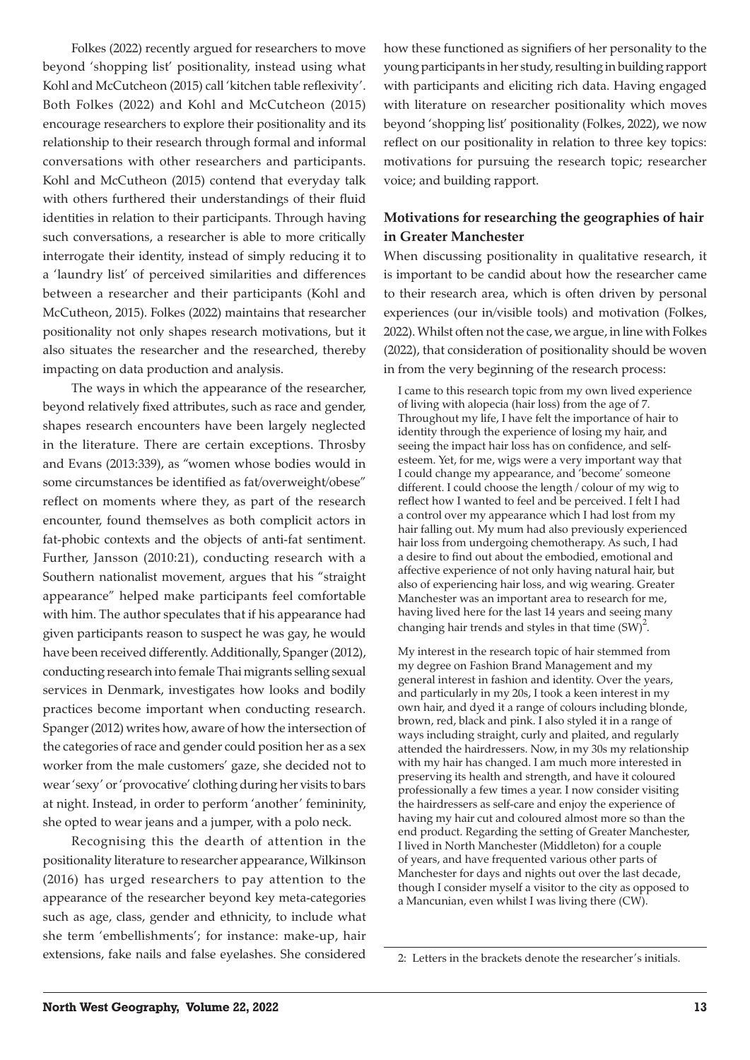Folkes (2022) recently argued for researchers to move beyond 'shopping list' positionality, instead using what Kohl and McCutcheon (2015) call 'kitchen table reflexivity'. Both Folkes (2022) and Kohl and McCutcheon (2015) encourage researchers to explore their positionality and its relationship to their research through formal and informal conversations with other researchers and participants. Kohl and McCutheon (2015) contend that everyday talk with others furthered their understandings of their fluid identities in relation to their participants. Through having such conversations, a researcher is able to more critically interrogate their identity, instead of simply reducing it to a 'laundry list' of perceived similarities and differences between a researcher and their participants (Kohl and McCutheon, 2015). Folkes (2022) maintains that researcher positionality not only shapes research motivations, but it also situates the researcher and the researched, thereby impacting on data production and analysis.

The ways in which the appearance of the researcher, beyond relatively fixed attributes, such as race and gender, shapes research encounters have been largely neglected in the literature. There are certain exceptions. Throsby and Evans (2013:339), as "women whose bodies would in some circumstances be identified as fat/overweight/obese" reflect on moments where they, as part of the research encounter, found themselves as both complicit actors in fat-phobic contexts and the objects of anti-fat sentiment. Further, Jansson (2010:21), conducting research with a Southern nationalist movement, argues that his "straight appearance" helped make participants feel comfortable with him. The author speculates that if his appearance had given participants reason to suspect he was gay, he would have been received differently. Additionally, Spanger (2012), conducting research into female Thai migrants selling sexual services in Denmark, investigates how looks and bodily practices become important when conducting research. Spanger (2012) writes how, aware of how the intersection of the categories of race and gender could position her as a sex worker from the male customers' gaze, she decided not to wear 'sexy' or 'provocative' clothing during her visits to bars at night. Instead, in order to perform 'another' femininity, she opted to wear jeans and a jumper, with a polo neck.

Recognising this the dearth of attention in the positionality literature to researcher appearance, Wilkinson (2016) has urged researchers to pay attention to the appearance of the researcher beyond key meta-categories such as age, class, gender and ethnicity, to include what she term 'embellishments'; for instance: make-up, hair extensions, fake nails and false eyelashes. She considered how these functioned as signifiers of her personality to the young participants in her study, resulting in building rapport with participants and eliciting rich data. Having engaged with literature on researcher positionality which moves beyond 'shopping list' positionality (Folkes, 2022), we now reflect on our positionality in relation to three key topics: motivations for pursuing the research topic; researcher voice; and building rapport.

### Motivations for researching the geographies of hair in Greater Manchester

When discussing positionality in qualitative research, it is important to be candid about how the researcher came to their research area, which is often driven by personal experiences (our in/visible tools) and motivation (Folkes, 2022). Whilst often not the case, we argue, in line with Folkes (2022), that consideration of positionality should be woven in from the very beginning of the research process:

> I came to this research topic from my own lived experience of living with alopecia (hair loss) from the age of 7. Throughout my life, I have felt the importance of hair to identity through the experience of losing my hair, and seeing the impact hair loss has on confidence, and self-esteem. Yet, for me, wigs were a very important way that I could change my appearance, and 'become' someone different. I could choose the length / colour of my wig to reflect how I wanted to feel and be perceived. I felt I had a control over my appearance which I had lost from my hair falling out. My mum had also previously experienced hair loss from undergoing chemotherapy. As such, I had a desire to find out about the embodied, emotional and affective experience of not only having natural hair, but also of experiencing hair loss, and wig wearing. Greater Manchester was an important area to research for me, having lived here for the last 14 years and seeing many changing hair trends and styles in that time (SW)[2].

> My interest in the research topic of hair stemmed from my degree on Fashion Brand Management and my general interest in fashion and identity. Over the years, and particularly in my 20s, I took a keen interest in my own hair, and dyed it a range of colours including blonde, brown, red, black and pink. I also styled it in a range of ways including straight, curly and plaited, and regularly attended the hairdressers. Now, in my 30s my relationship with my hair has changed. I am much more interested in preserving its health and strength, and have it coloured professionally a few times a year. I now consider visiting the hairdressers as self-care and enjoy the experience of having my hair cut and coloured almost more so than the end product. Regarding the setting of Greater Manchester, I lived in North Manchester (Middleton) for a couple of years, and have frequented various other parts of Manchester for days and nights out over the last decade, though I consider myself a visitor to the city as opposed to a Mancunian, even whilst I was living there (CW).

2: Letters in the brackets denote the researcher's initials.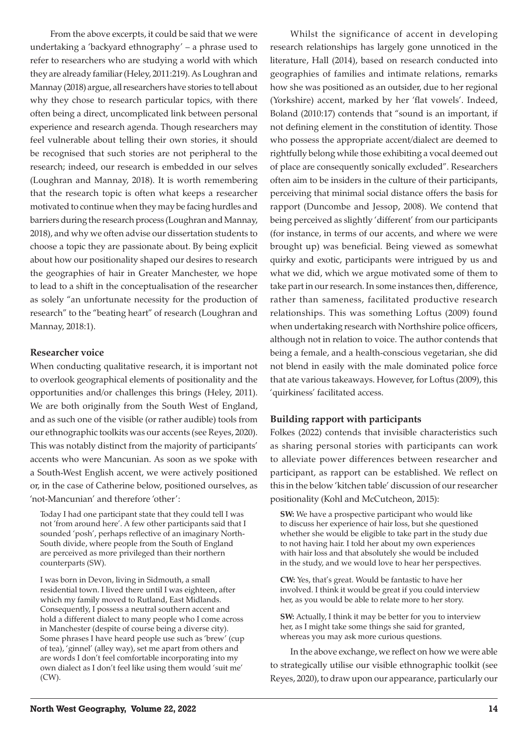From the above excerpts, it could be said that we were undertaking a 'backyard ethnography' – a phrase used to refer to researchers who are studying a world with which they are already familiar (Heley, 2011:219). As Loughran and Mannay (2018) argue, all researchers have stories to tell about why they chose to research particular topics, with there often being a direct, uncomplicated link between personal experience and research agenda. Though researchers may feel vulnerable about telling their own stories, it should be recognised that such stories are not peripheral to the research; indeed, our research is embedded in our selves (Loughran and Mannay, 2018). It is worth remembering that the research topic is often what keeps a researcher motivated to continue when they may be facing hurdles and barriers during the research process (Loughran and Mannay, 2018), and why we often advise our dissertation students to choose a topic they are passionate about. By being explicit about how our positionality shaped our desires to research the geographies of hair in Greater Manchester, we hope to lead to a shift in the conceptualisation of the researcher as solely "an unfortunate necessity for the production of research" to the "beating heart" of research (Loughran and Mannay, 2018:1).

### Researcher voice

When conducting qualitative research, it is important not to overlook geographical elements of positionality and the opportunities and/or challenges this brings (Heley, 2011). We are both originally from the South West of England, and as such one of the visible (or rather audible) tools from our ethnographic toolkits was our accents (see Reyes, 2020). This was notably distinct from the majority of participants' accents who were Mancunian. As soon as we spoke with a South-West English accent, we were actively positioned or, in the case of Catherine below, positioned ourselves, as 'not-Mancunian' and therefore 'other':

> Today I had one participant state that they could tell I was not 'from around here'. A few other participants said that I sounded 'posh', perhaps reflective of an imaginary North-South divide, where people from the South of England are perceived as more privileged than their northern counterparts (SW).

> I was born in Devon, living in Sidmouth, a small residential town. I lived there until I was eighteen, after which my family moved to Rutland, East Midlands. Consequently, I possess a neutral southern accent and hold a different dialect to many people who I come across in Manchester (despite of course being a diverse city). Some phrases I have heard people use such as 'brew' (cup of tea), 'ginnel' (alley way), set me apart from others and are words I don't feel comfortable incorporating into my own dialect as I don't feel like using them would 'suit me' (CW).

Whilst the significance of accent in developing research relationships has largely gone unnoticed in the literature, Hall (2014), based on research conducted into geographies of families and intimate relations, remarks how she was positioned as an outsider, due to her regional (Yorkshire) accent, marked by her 'flat vowels'. Indeed, Boland (2010:17) contends that "sound is an important, if not defining element in the constitution of identity. Those who possess the appropriate accent/dialect are deemed to rightfully belong while those exhibiting a vocal deemed out of place are consequently sonically excluded". Researchers often aim to be insiders in the culture of their participants, perceiving that minimal social distance offers the basis for rapport (Duncombe and Jessop, 2008). We contend that being perceived as slightly 'different' from our participants (for instance, in terms of our accents, and where we were brought up) was beneficial. Being viewed as somewhat quirky and exotic, participants were intrigued by us and what we did, which we argue motivated some of them to take part in our research. In some instances then, difference, rather than sameness, facilitated productive research relationships. This was something Loftus (2009) found when undertaking research with Northshire police officers, although not in relation to voice. The author contends that being a female, and a health-conscious vegetarian, she did not blend in easily with the male dominated police force that ate various takeaways. However, for Loftus (2009), this 'quirkiness' facilitated access.

### Building rapport with participants

Folkes (2022) contends that invisible characteristics such as sharing personal stories with participants can work to alleviate power differences between researcher and participant, as rapport can be established. We reflect on this in the below 'kitchen table' discussion of our researcher positionality (Kohl and McCutcheon, 2015):

> **SW:** We have a prospective participant who would like to discuss her experience of hair loss, but she questioned whether she would be eligible to take part in the study due to not having hair. I told her about my own experiences with hair loss and that absolutely she would be included in the study, and we would love to hear her perspectives.
>
> **CW:** Yes, that's great. Would be fantastic to have her involved. I think it would be great if you could interview her, as you would be able to relate more to her story.
>
> **SW:** Actually, I think it may be better for you to interview her, as I might take some things she said for granted, whereas you may ask more curious questions.

In the above exchange, we reflect on how we were able to strategically utilise our visible ethnographic toolkit (see Reyes, 2020), to draw upon our appearance, particularly our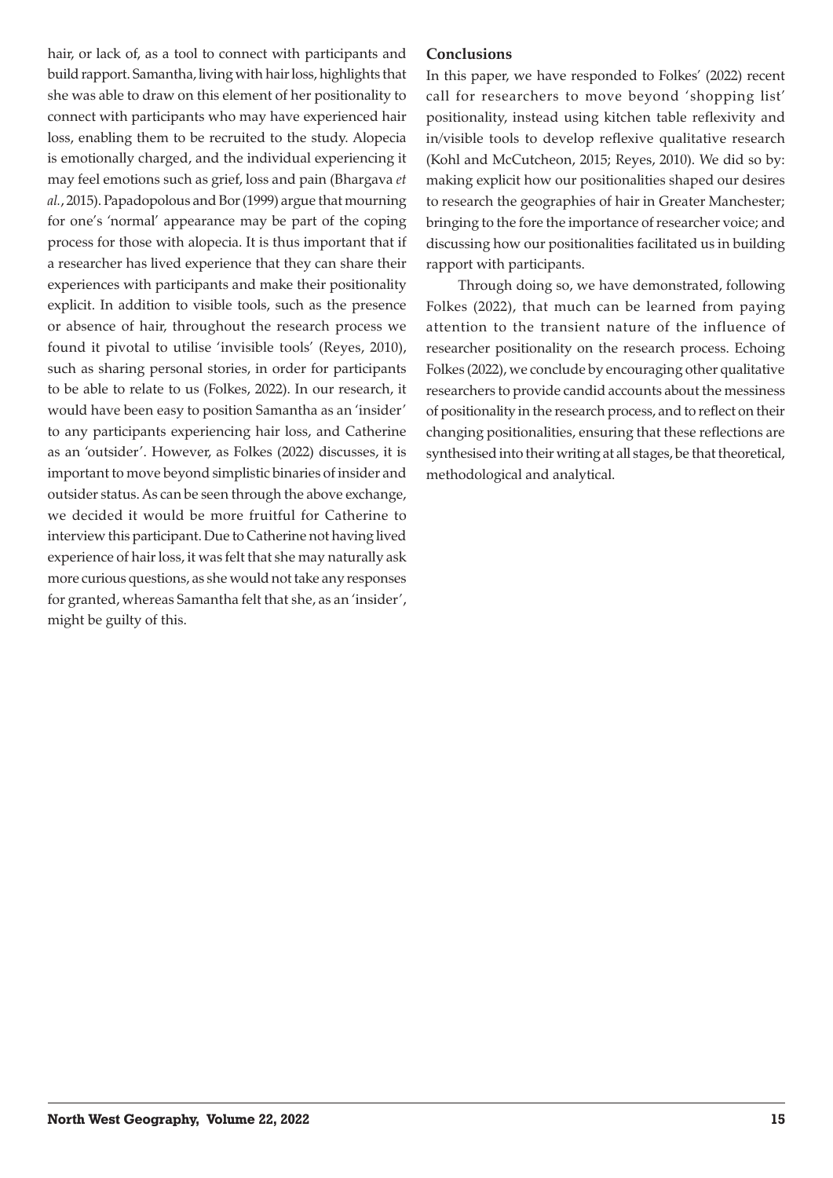hair, or lack of, as a tool to connect with participants and build rapport. Samantha, living with hair loss, highlights that she was able to draw on this element of her positionality to connect with participants who may have experienced hair loss, enabling them to be recruited to the study. Alopecia is emotionally charged, and the individual experiencing it may feel emotions such as grief, loss and pain (Bhargava *et al.*, 2015). Papadopolous and Bor (1999) argue that mourning for one's 'normal' appearance may be part of the coping process for those with alopecia. It is thus important that if a researcher has lived experience that they can share their experiences with participants and make their positionality explicit. In addition to visible tools, such as the presence or absence of hair, throughout the research process we found it pivotal to utilise 'invisible tools' (Reyes, 2010), such as sharing personal stories, in order for participants to be able to relate to us (Folkes, 2022). In our research, it would have been easy to position Samantha as an 'insider' to any participants experiencing hair loss, and Catherine as an 'outsider'. However, as Folkes (2022) discusses, it is important to move beyond simplistic binaries of insider and outsider status. As can be seen through the above exchange, we decided it would be more fruitful for Catherine to interview this participant. Due to Catherine not having lived experience of hair loss, it was felt that she may naturally ask more curious questions, as she would not take any responses for granted, whereas Samantha felt that she, as an 'insider', might be guilty of this.

## Conclusions

In this paper, we have responded to Folkes' (2022) recent call for researchers to move beyond 'shopping list' positionality, instead using kitchen table reflexivity and in/visible tools to develop reflexive qualitative research (Kohl and McCutcheon, 2015; Reyes, 2010). We did so by: making explicit how our positionalities shaped our desires to research the geographies of hair in Greater Manchester; bringing to the fore the importance of researcher voice; and discussing how our positionalities facilitated us in building rapport with participants.

Through doing so, we have demonstrated, following Folkes (2022), that much can be learned from paying attention to the transient nature of the influence of researcher positionality on the research process. Echoing Folkes (2022), we conclude by encouraging other qualitative researchers to provide candid accounts about the messiness of positionality in the research process, and to reflect on their changing positionalities, ensuring that these reflections are synthesised into their writing at all stages, be that theoretical, methodological and analytical.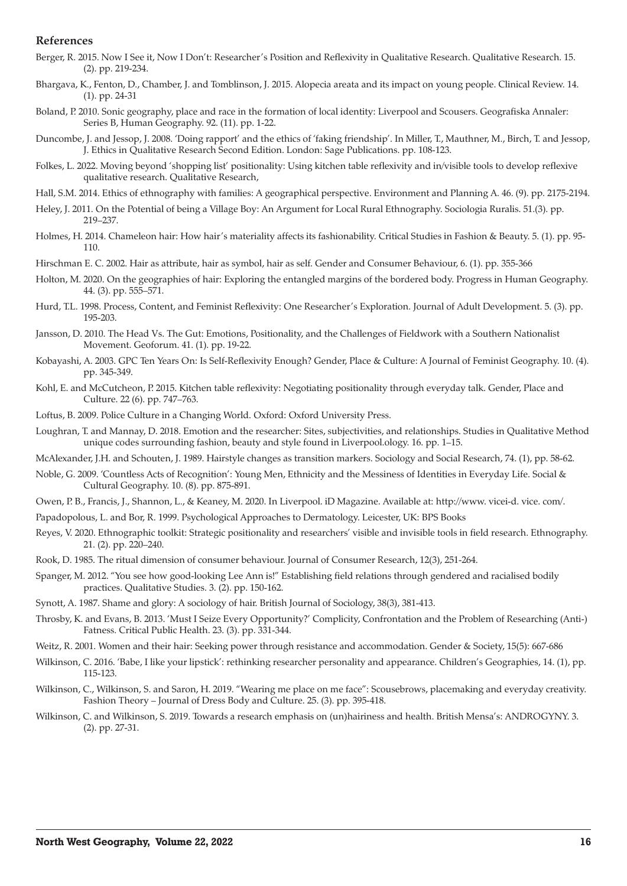## References

Berger, R. 2015. Now I See it, Now I Don't: Researcher's Position and Reflexivity in Qualitative Research. Qualitative Research. 15. (2). pp. 219-234.

Bhargava, K., Fenton, D., Chamber, J. and Tomblinson, J. 2015. Alopecia areata and its impact on young people. Clinical Review. 14. (1). pp. 24-31

Boland, P. 2010. Sonic geography, place and race in the formation of local identity: Liverpool and Scousers. Geografiska Annaler: Series B, Human Geography. 92. (11). pp. 1-22.

Duncombe, J. and Jessop, J. 2008. 'Doing rapport' and the ethics of 'faking friendship'. In Miller, T., Mauthner, M., Birch, T. and Jessop, J. Ethics in Qualitative Research Second Edition. London: Sage Publications. pp. 108-123.

Folkes, L. 2022. Moving beyond 'shopping list' positionality: Using kitchen table reflexivity and in/visible tools to develop reflexive qualitative research. Qualitative Research,

Hall, S.M. 2014. Ethics of ethnography with families: A geographical perspective. Environment and Planning A. 46. (9). pp. 2175-2194.

Heley, J. 2011. On the Potential of being a Village Boy: An Argument for Local Rural Ethnography. Sociologia Ruralis. 51.(3). pp. 219–237.

Holmes, H. 2014. Chameleon hair: How hair's materiality affects its fashionability. Critical Studies in Fashion & Beauty. 5. (1). pp. 95-110.

Hirschman E. C. 2002. Hair as attribute, hair as symbol, hair as self. Gender and Consumer Behaviour, 6. (1). pp. 355-366

Holton, M. 2020. On the geographies of hair: Exploring the entangled margins of the bordered body. Progress in Human Geography. 44. (3). pp. 555–571.

Hurd, T.L. 1998. Process, Content, and Feminist Reflexivity: One Researcher's Exploration. Journal of Adult Development. 5. (3). pp. 195-203.

Jansson, D. 2010. The Head Vs. The Gut: Emotions, Positionality, and the Challenges of Fieldwork with a Southern Nationalist Movement. Geoforum. 41. (1). pp. 19-22.

Kobayashi, A. 2003. GPC Ten Years On: Is Self-Reflexivity Enough? Gender, Place & Culture: A Journal of Feminist Geography. 10. (4). pp. 345-349.

Kohl, E. and McCutcheon, P. 2015. Kitchen table reflexivity: Negotiating positionality through everyday talk. Gender, Place and Culture. 22 (6). pp. 747–763.

Loftus, B. 2009. Police Culture in a Changing World. Oxford: Oxford University Press.

Loughran, T. and Mannay, D. 2018. Emotion and the researcher: Sites, subjectivities, and relationships. Studies in Qualitative Method unique codes surrounding fashion, beauty and style found in Liverpool.ology. 16. pp. 1–15.

McAlexander, J.H. and Schouten, J. 1989. Hairstyle changes as transition markers. Sociology and Social Research, 74. (1), pp. 58-62.

Noble, G. 2009. 'Countless Acts of Recognition': Young Men, Ethnicity and the Messiness of Identities in Everyday Life. Social & Cultural Geography. 10. (8). pp. 875-891.

Owen, P. B., Francis, J., Shannon, L., & Keaney, M. 2020. In Liverpool. iD Magazine. Available at: http://www. vicei-d. vice. com/.

Papadopolous, L. and Bor, R. 1999. Psychological Approaches to Dermatology. Leicester, UK: BPS Books

Reyes, V. 2020. Ethnographic toolkit: Strategic positionality and researchers' visible and invisible tools in field research. Ethnography. 21. (2). pp. 220–240.

Rook, D. 1985. The ritual dimension of consumer behaviour. Journal of Consumer Research, 12(3), 251-264.

Spanger, M. 2012. "You see how good-looking Lee Ann is!" Establishing field relations through gendered and racialised bodily practices. Qualitative Studies. 3. (2). pp. 150-162.

Synott, A. 1987. Shame and glory: A sociology of hair. British Journal of Sociology, 38(3), 381-413.

Throsby, K. and Evans, B. 2013. 'Must I Seize Every Opportunity?' Complicity, Confrontation and the Problem of Researching (Anti-) Fatness. Critical Public Health. 23. (3). pp. 331-344.

Weitz, R. 2001. Women and their hair: Seeking power through resistance and accommodation. Gender & Society, 15(5): 667-686

Wilkinson, C. 2016. 'Babe, I like your lipstick': rethinking researcher personality and appearance. Children's Geographies, 14. (1), pp. 115-123.

Wilkinson, C., Wilkinson, S. and Saron, H. 2019. "Wearing me place on me face": Scousebrows, placemaking and everyday creativity. Fashion Theory – Journal of Dress Body and Culture. 25. (3). pp. 395-418.

Wilkinson, C. and Wilkinson, S. 2019. Towards a research emphasis on (un)hairiness and health. British Mensa's: ANDROGYNY. 3. (2). pp. 27-31.